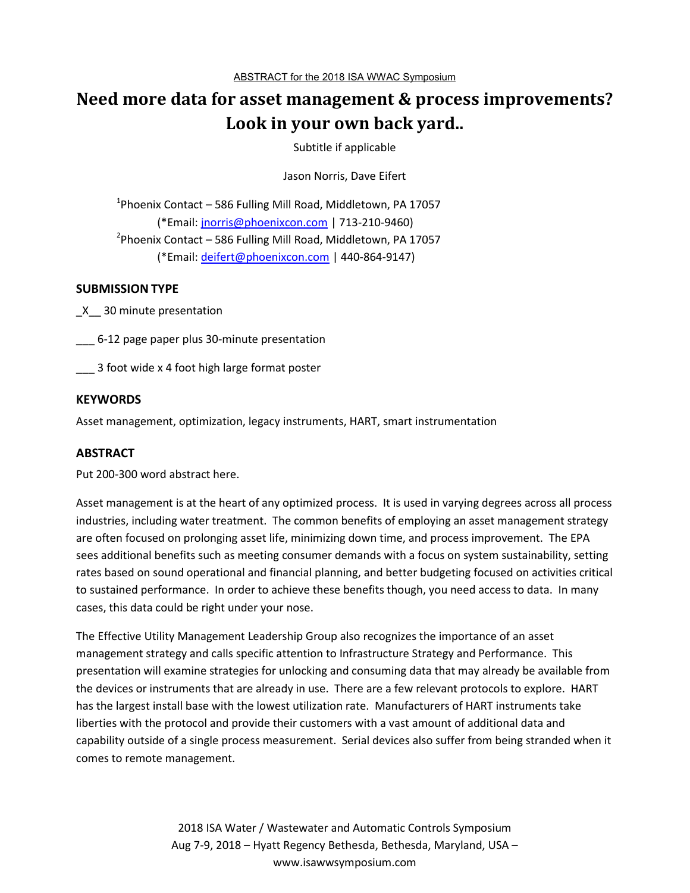ABSTRACT for the 2018 ISA WWAC Symposium

# Need more data for asset management & process improvements? Look in your own back yard..

Subtitle if applicable

Jason Norris, Dave Eifert

[1]Phoenix Contact – 586 Fulling Mill Road, Middletown, PA 17057
(*Email: jnorris@phoenixcon.com | 713-210-9460)
[2]Phoenix Contact – 586 Fulling Mill Road, Middletown, PA 17057
(*Email: deifert@phoenixcon.com | 440-864-9147)

## SUBMISSION TYPE

_X__ 30 minute presentation

___ 6-12 page paper plus 30-minute presentation

___ 3 foot wide x 4 foot high large format poster

## KEYWORDS

Asset management, optimization, legacy instruments, HART, smart instrumentation

## ABSTRACT

Put 200-300 word abstract here.

Asset management is at the heart of any optimized process. It is used in varying degrees across all process industries, including water treatment. The common benefits of employing an asset management strategy are often focused on prolonging asset life, minimizing down time, and process improvement. The EPA sees additional benefits such as meeting consumer demands with a focus on system sustainability, setting rates based on sound operational and financial planning, and better budgeting focused on activities critical to sustained performance. In order to achieve these benefits though, you need access to data. In many cases, this data could be right under your nose.

The Effective Utility Management Leadership Group also recognizes the importance of an asset management strategy and calls specific attention to Infrastructure Strategy and Performance. This presentation will examine strategies for unlocking and consuming data that may already be available from the devices or instruments that are already in use. There are a few relevant protocols to explore. HART has the largest install base with the lowest utilization rate. Manufacturers of HART instruments take liberties with the protocol and provide their customers with a vast amount of additional data and capability outside of a single process measurement. Serial devices also suffer from being stranded when it comes to remote management.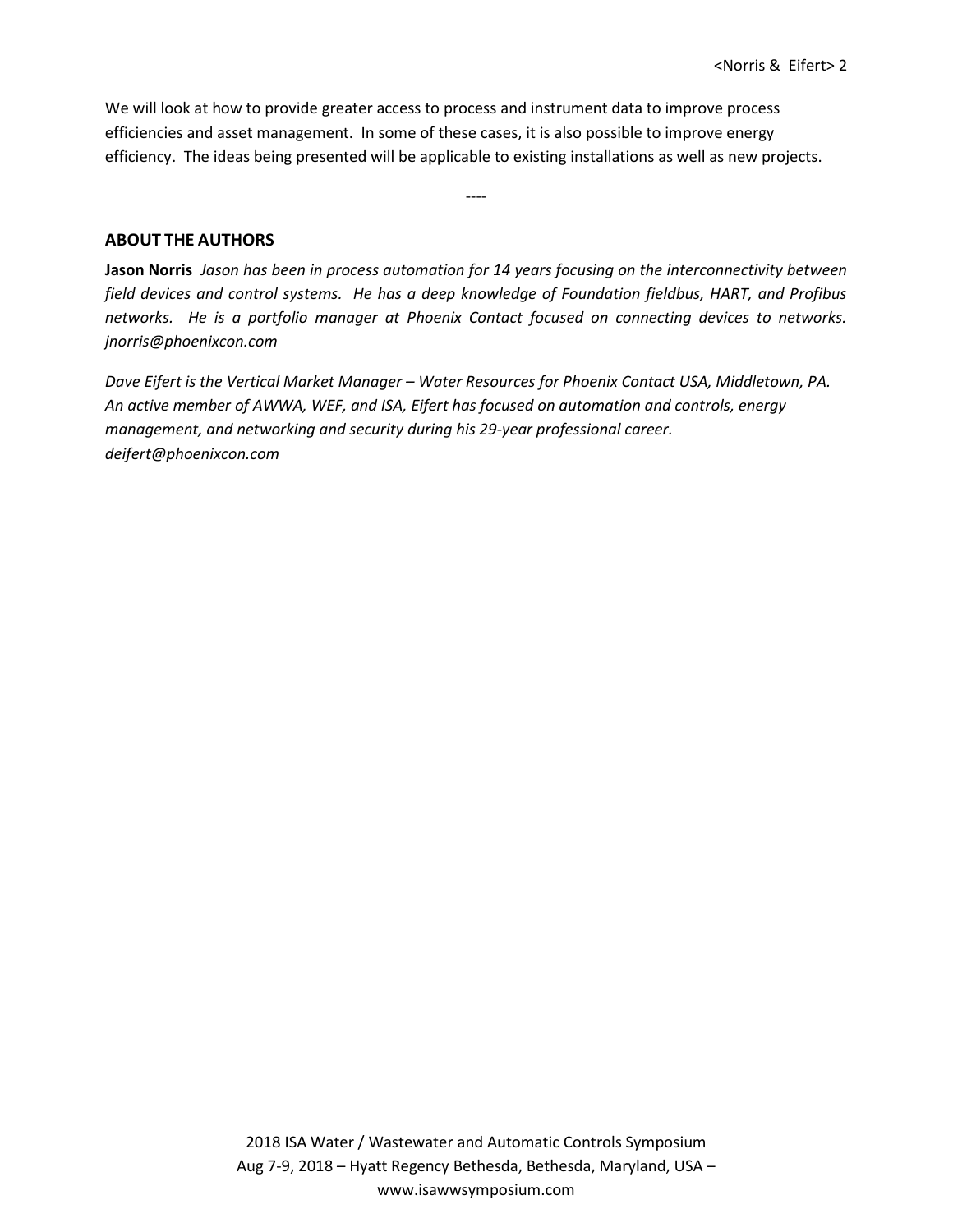We will look at how to provide greater access to process and instrument data to improve process efficiencies and asset management. In some of these cases, it is also possible to improve energy efficiency. The ideas being presented will be applicable to existing installations as well as new projects.

----

## ABOUT THE AUTHORS

**Jason Norris** *Jason has been in process automation for 14 years focusing on the interconnectivity between field devices and control systems. He has a deep knowledge of Foundation fieldbus, HART, and Profibus networks. He is a portfolio manager at Phoenix Contact focused on connecting devices to networks. jnorris@phoenixcon.com*

*Dave Eifert is the Vertical Market Manager – Water Resources for Phoenix Contact USA, Middletown, PA. An active member of AWWA, WEF, and ISA, Eifert has focused on automation and controls, energy management, and networking and security during his 29-year professional career. deifert@phoenixcon.com*